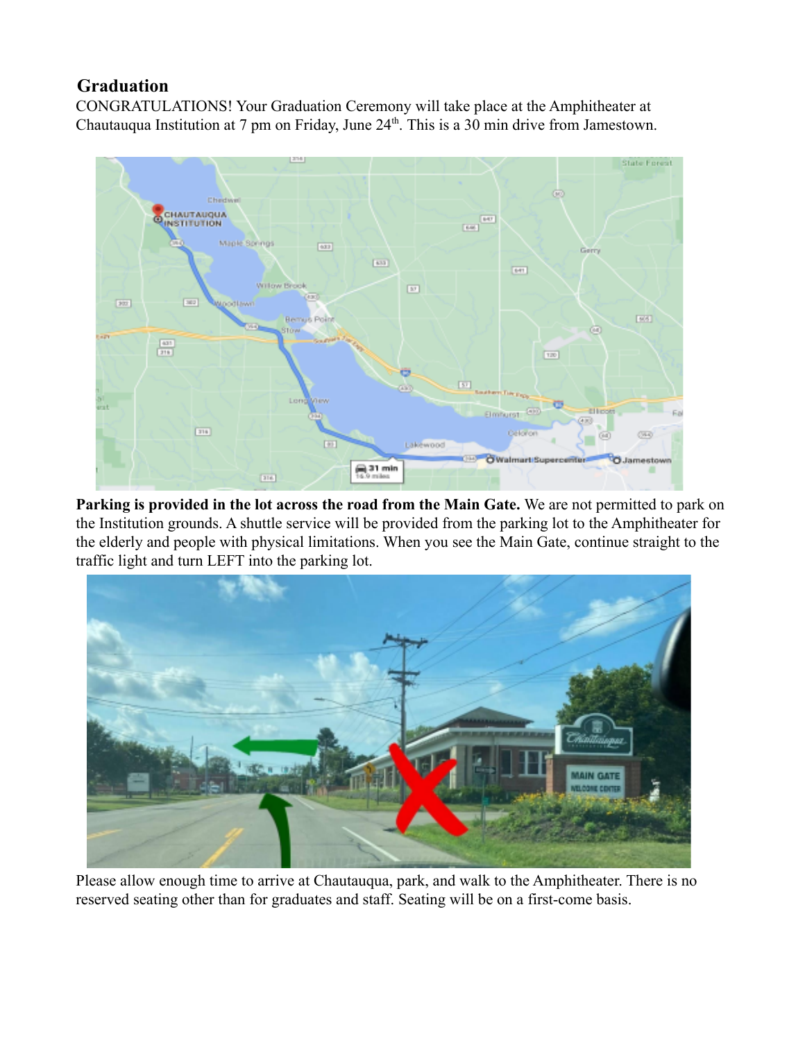## Graduation

CONGRATULATIONS! Your Graduation Ceremony will take place at the Amphitheater at Chautauqua Institution at 7 pm on Friday, June 24th. This is a 30 min drive from Jamestown.

**Parking is provided in the lot across the road from the Main Gate.** We are not permitted to park on the Institution grounds. A shuttle service will be provided from the parking lot to the Amphitheater for the elderly and people with physical limitations. When you see the Main Gate, continue straight to the traffic light and turn LEFT into the parking lot.

Please allow enough time to arrive at Chautauqua, park, and walk to the Amphitheater. There is no reserved seating other than for graduates and staff. Seating will be on a first-come basis.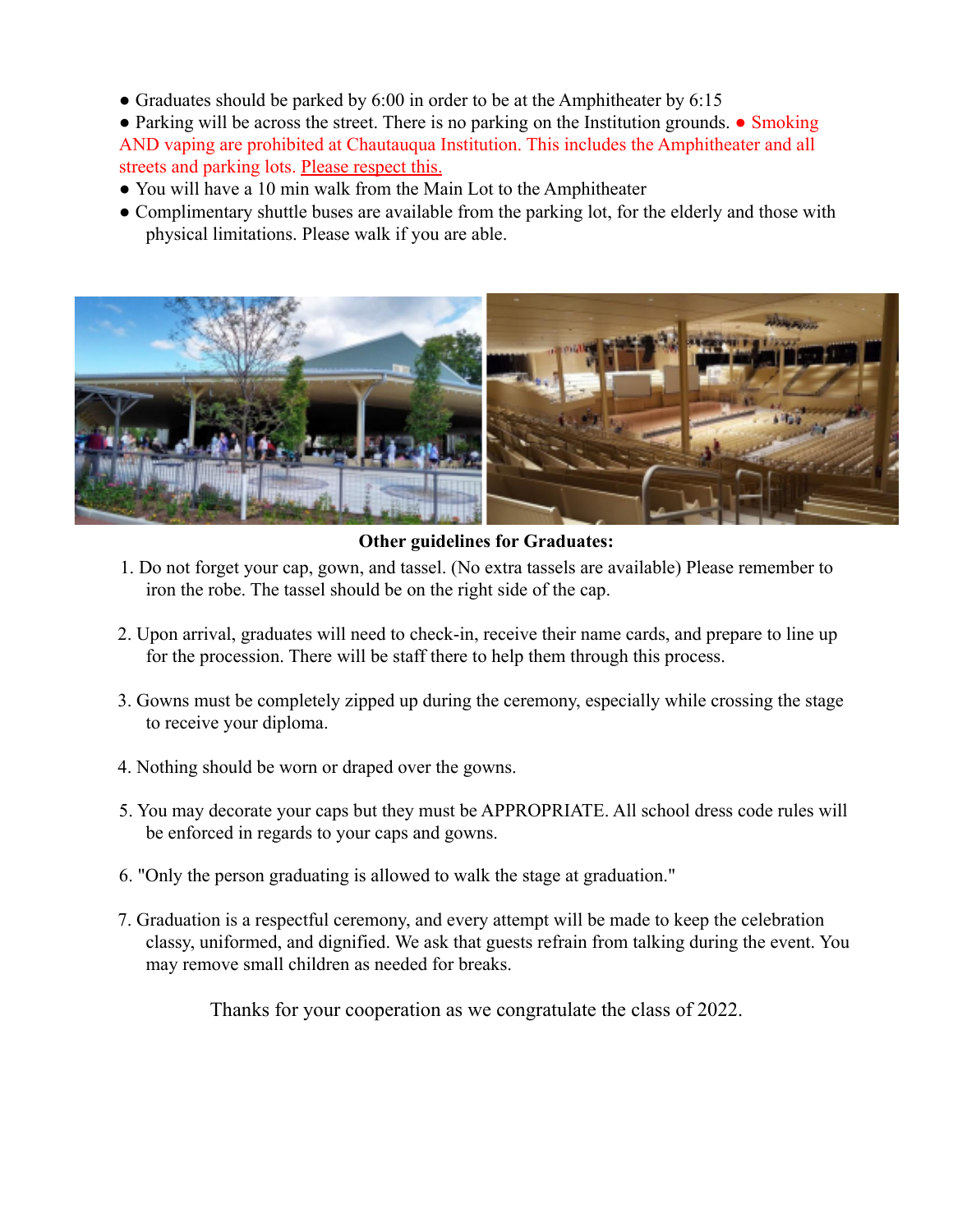- Graduates should be parked by 6:00 in order to be at the Amphitheater by 6:15
- Parking will be across the street. There is no parking on the Institution grounds. ● Smoking AND vaping are prohibited at Chautauqua Institution. This includes the Amphitheater and all streets and parking lots. Please respect this.
- You will have a 10 min walk from the Main Lot to the Amphitheater
- Complimentary shuttle buses are available from the parking lot, for the elderly and those with physical limitations. Please walk if you are able.

**Other guidelines for Graduates:**

1. Do not forget your cap, gown, and tassel. (No extra tassels are available) Please remember to iron the robe. The tassel should be on the right side of the cap.

2. Upon arrival, graduates will need to check-in, receive their name cards, and prepare to line up for the procession. There will be staff there to help them through this process.

3. Gowns must be completely zipped up during the ceremony, especially while crossing the stage to receive your diploma.

4. Nothing should be worn or draped over the gowns.

5. You may decorate your caps but they must be APPROPRIATE. All school dress code rules will be enforced in regards to your caps and gowns.

6. "Only the person graduating is allowed to walk the stage at graduation."

7. Graduation is a respectful ceremony, and every attempt will be made to keep the celebration classy, uniformed, and dignified. We ask that guests refrain from talking during the event. You may remove small children as needed for breaks.

Thanks for your cooperation as we congratulate the class of 2022.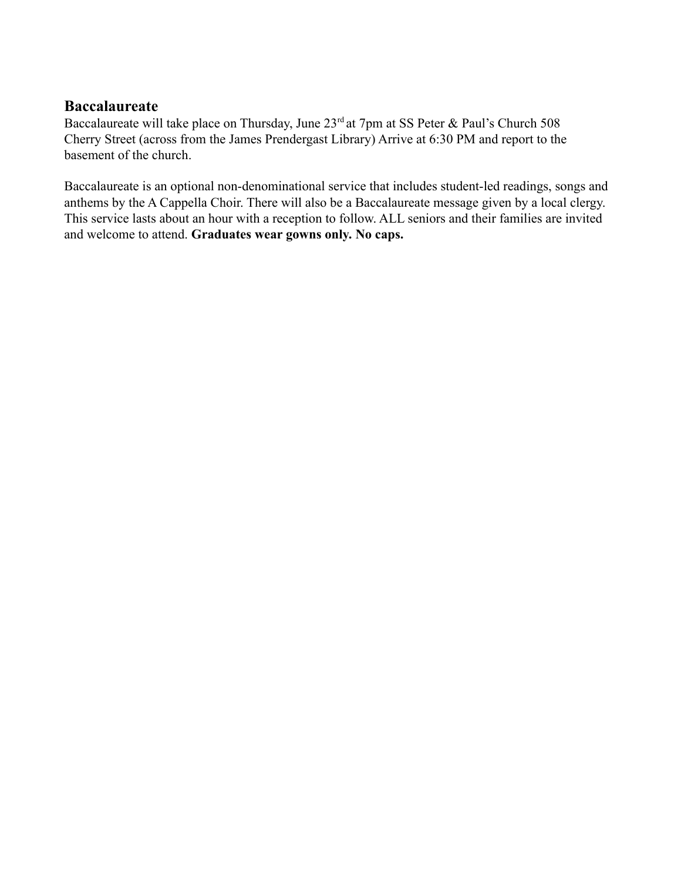## Baccalaureate

Baccalaureate will take place on Thursday, June 23rd at 7pm at SS Peter & Paul's Church 508 Cherry Street (across from the James Prendergast Library) Arrive at 6:30 PM and report to the basement of the church.

Baccalaureate is an optional non-denominational service that includes student-led readings, songs and anthems by the A Cappella Choir. There will also be a Baccalaureate message given by a local clergy. This service lasts about an hour with a reception to follow. ALL seniors and their families are invited and welcome to attend. **Graduates wear gowns only. No caps.**